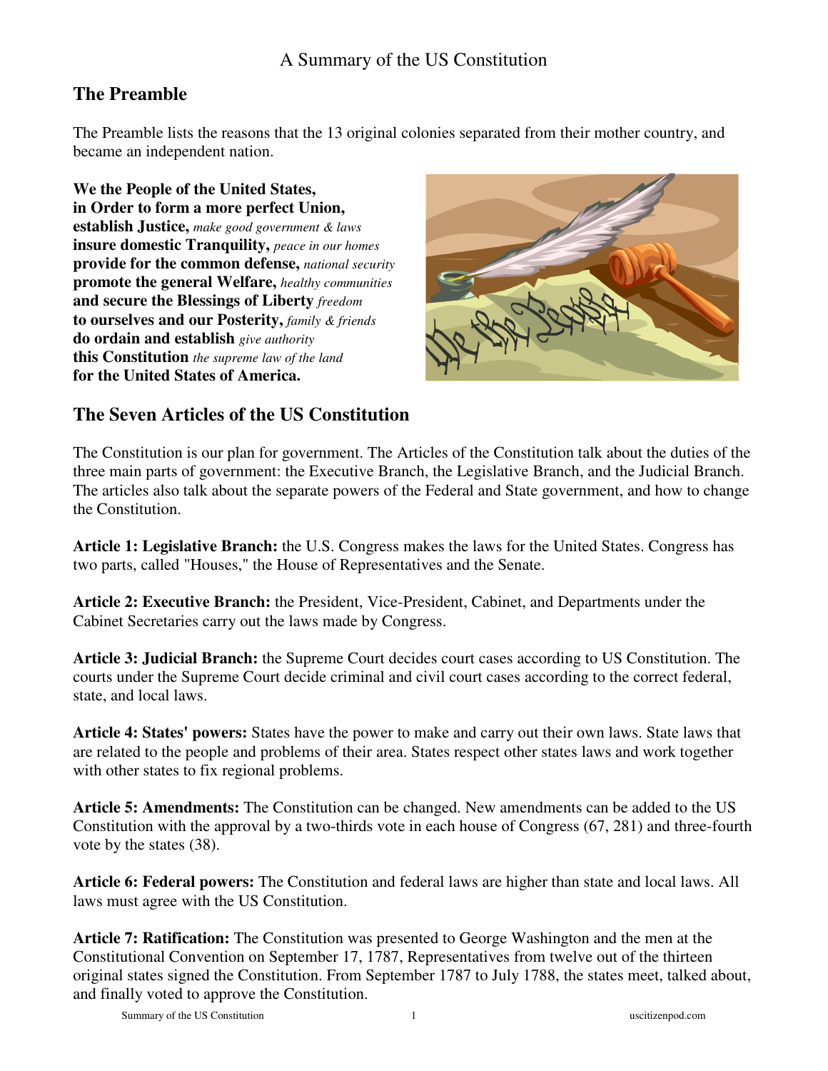# A Summary of the US Constitution

## The Preamble

The Preamble lists the reasons that the 13 original colonies separated from their mother country, and became an independent nation.

**We the People of the United States,**
**in Order to form a more perfect Union,**
**establish Justice,** *make good government & laws*
**insure domestic Tranquility,** *peace in our homes*
**provide for the common defense,** *national security*
**promote the general Welfare,** *healthy communities*
**and secure the Blessings of Liberty** *freedom*
**to ourselves and our Posterity,** *family & friends*
**do ordain and establish** *give authority*
**this Constitution** *the supreme law of the land*
**for the United States of America.**

## The Seven Articles of the US Constitution

The Constitution is our plan for government. The Articles of the Constitution talk about the duties of the three main parts of government: the Executive Branch, the Legislative Branch, and the Judicial Branch. The articles also talk about the separate powers of the Federal and State government, and how to change the Constitution.

**Article 1: Legislative Branch:** the U.S. Congress makes the laws for the United States. Congress has two parts, called "Houses," the House of Representatives and the Senate.

**Article 2: Executive Branch:** the President, Vice-President, Cabinet, and Departments under the Cabinet Secretaries carry out the laws made by Congress.

**Article 3: Judicial Branch:** the Supreme Court decides court cases according to US Constitution. The courts under the Supreme Court decide criminal and civil court cases according to the correct federal, state, and local laws.

**Article 4: States' powers:** States have the power to make and carry out their own laws. State laws that are related to the people and problems of their area. States respect other states laws and work together with other states to fix regional problems.

**Article 5: Amendments:** The Constitution can be changed. New amendments can be added to the US Constitution with the approval by a two-thirds vote in each house of Congress (67, 281) and three-fourth vote by the states (38).

**Article 6: Federal powers:** The Constitution and federal laws are higher than state and local laws. All laws must agree with the US Constitution.

**Article 7: Ratification:** The Constitution was presented to George Washington and the men at the Constitutional Convention on September 17, 1787, Representatives from twelve out of the thirteen original states signed the Constitution. From September 1787 to July 1788, the states meet, talked about, and finally voted to approve the Constitution.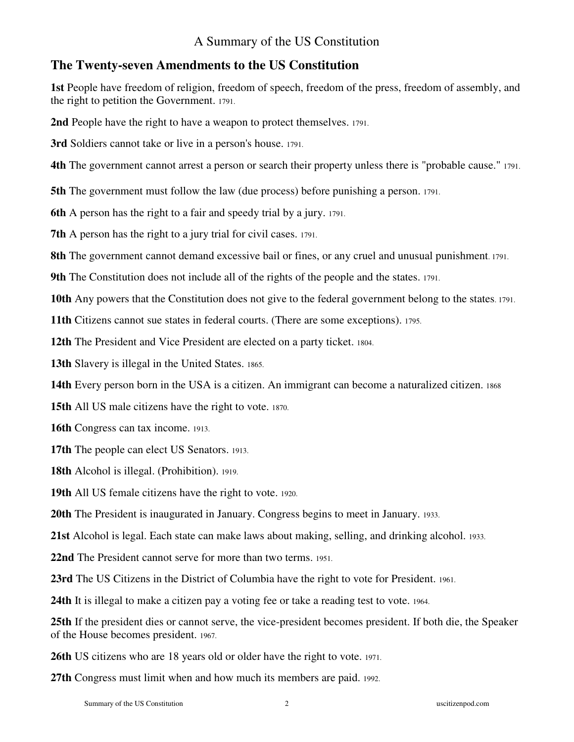A Summary of the US Constitution

## The Twenty-seven Amendments to the US Constitution

**1st** People have freedom of religion, freedom of speech, freedom of the press, freedom of assembly, and the right to petition the Government. 1791.

**2nd** People have the right to have a weapon to protect themselves. 1791.

**3rd** Soldiers cannot take or live in a person's house. 1791.

**4th** The government cannot arrest a person or search their property unless there is "probable cause." 1791.

**5th** The government must follow the law (due process) before punishing a person. 1791.

**6th** A person has the right to a fair and speedy trial by a jury. 1791.

**7th** A person has the right to a jury trial for civil cases. 1791.

**8th** The government cannot demand excessive bail or fines, or any cruel and unusual punishment. 1791.

**9th** The Constitution does not include all of the rights of the people and the states. 1791.

**10th** Any powers that the Constitution does not give to the federal government belong to the states. 1791.

**11th** Citizens cannot sue states in federal courts. (There are some exceptions). 1795.

**12th** The President and Vice President are elected on a party ticket. 1804.

**13th** Slavery is illegal in the United States. 1865.

**14th** Every person born in the USA is a citizen. An immigrant can become a naturalized citizen. 1868

**15th** All US male citizens have the right to vote. 1870.

**16th** Congress can tax income. 1913.

**17th** The people can elect US Senators. 1913.

**18th** Alcohol is illegal. (Prohibition). 1919.

**19th** All US female citizens have the right to vote. 1920.

**20th** The President is inaugurated in January. Congress begins to meet in January. 1933.

**21st** Alcohol is legal. Each state can make laws about making, selling, and drinking alcohol. 1933.

**22nd** The President cannot serve for more than two terms. 1951.

**23rd** The US Citizens in the District of Columbia have the right to vote for President. 1961.

**24th** It is illegal to make a citizen pay a voting fee or take a reading test to vote. 1964.

**25th** If the president dies or cannot serve, the vice-president becomes president. If both die, the Speaker of the House becomes president. 1967.

**26th** US citizens who are 18 years old or older have the right to vote. 1971.

**27th** Congress must limit when and how much its members are paid. 1992.